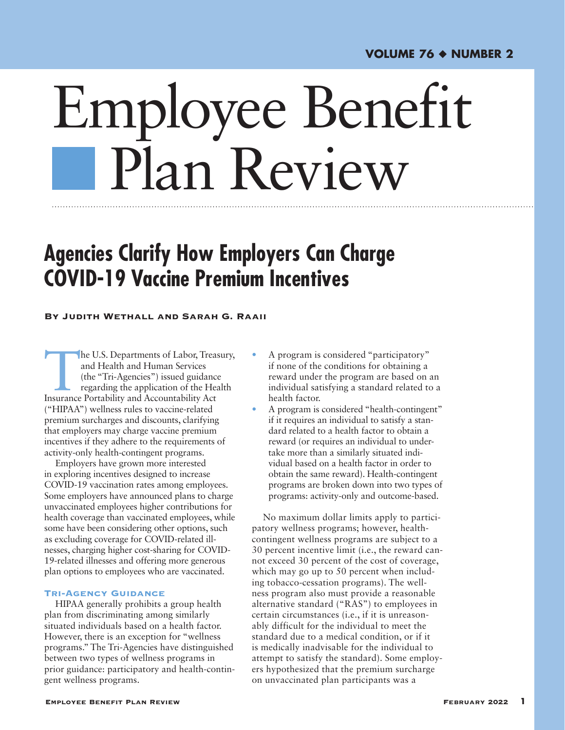# Agencies Clarify How Employers Can Charge COVID-19 Vaccine Premium Incentives

**By Judith Wethall and Sarah G. Raaii**

The U.S. Departments of Labor, Treasury, and Health and Human Services (the "Tri-Agencies") issued guidance regarding the application of the Health Insurance Portability and Accountability Act ("HIPAA") wellness rules to vaccine-related premium surcharges and discounts, clarifying that employers may charge vaccine premium incentives if they adhere to the requirements of activity-only health-contingent programs.

Employers have grown more interested in exploring incentives designed to increase COVID-19 vaccination rates among employees. Some employers have announced plans to charge unvaccinated employees higher contributions for health coverage than vaccinated employees, while some have been considering other options, such as excluding coverage for COVID-related illnesses, charging higher cost-sharing for COVID-19-related illnesses and offering more generous plan options to employees who are vaccinated.

## Tri-Agency Guidance

HIPAA generally prohibits a group health plan from discriminating among similarly situated individuals based on a health factor. However, there is an exception for "wellness programs." The Tri-Agencies have distinguished between two types of wellness programs in prior guidance: participatory and health-contingent wellness programs.

- A program is considered "participatory" if none of the conditions for obtaining a reward under the program are based on an individual satisfying a standard related to a health factor.
- A program is considered "health-contingent" if it requires an individual to satisfy a standard related to a health factor to obtain a reward (or requires an individual to undertake more than a similarly situated individual based on a health factor in order to obtain the same reward). Health-contingent programs are broken down into two types of programs: activity-only and outcome-based.

No maximum dollar limits apply to participatory wellness programs; however, health-contingent wellness programs are subject to a 30 percent incentive limit (i.e., the reward cannot exceed 30 percent of the cost of coverage, which may go up to 50 percent when including tobacco-cessation programs). The wellness program also must provide a reasonable alternative standard ("RAS") to employees in certain circumstances (i.e., if it is unreasonably difficult for the individual to meet the standard due to a medical condition, or if it is medically inadvisable for the individual to attempt to satisfy the standard). Some employers hypothesized that the premium surcharge on unvaccinated plan participants was a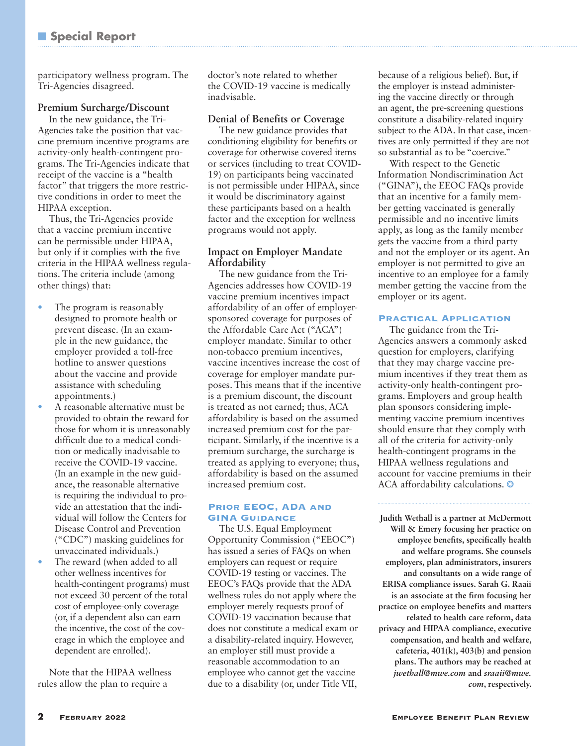participatory wellness program. The Tri-Agencies disagreed.

### Premium Surcharge/Discount

In the new guidance, the Tri-Agencies take the position that vaccine premium incentive programs are activity-only health-contingent programs. The Tri-Agencies indicate that receipt of the vaccine is a "health factor" that triggers the more restrictive conditions in order to meet the HIPAA exception.

Thus, the Tri-Agencies provide that a vaccine premium incentive can be permissible under HIPAA, but only if it complies with the five criteria in the HIPAA wellness regulations. The criteria include (among other things) that:

- The program is reasonably designed to promote health or prevent disease. (In an example in the new guidance, the employer provided a toll-free hotline to answer questions about the vaccine and provide assistance with scheduling appointments.)
- A reasonable alternative must be provided to obtain the reward for those for whom it is unreasonably difficult due to a medical condition or medically inadvisable to receive the COVID-19 vaccine. (In an example in the new guidance, the reasonable alternative is requiring the individual to provide an attestation that the individual will follow the Centers for Disease Control and Prevention ("CDC") masking guidelines for unvaccinated individuals.)
- The reward (when added to all other wellness incentives for health-contingent programs) must not exceed 30 percent of the total cost of employee-only coverage (or, if a dependent also can earn the incentive, the cost of the coverage in which the employee and dependent are enrolled).

Note that the HIPAA wellness rules allow the plan to require a doctor's note related to whether the COVID-19 vaccine is medically inadvisable.

### Denial of Benefits or Coverage

The new guidance provides that conditioning eligibility for benefits or coverage for otherwise covered items or services (including to treat COVID-19) on participants being vaccinated is not permissible under HIPAA, since it would be discriminatory against these participants based on a health factor and the exception for wellness programs would not apply.

### Impact on Employer Mandate Affordability

The new guidance from the Tri-Agencies addresses how COVID-19 vaccine premium incentives impact affordability of an offer of employer-sponsored coverage for purposes of the Affordable Care Act ("ACA") employer mandate. Similar to other non-tobacco premium incentives, vaccine incentives increase the cost of coverage for employer mandate purposes. This means that if the incentive is a premium discount, the discount is treated as not earned; thus, ACA affordability is based on the assumed increased premium cost for the participant. Similarly, if the incentive is a premium surcharge, the surcharge is treated as applying to everyone; thus, affordability is based on the assumed increased premium cost.

## Prior EEOC, ADA and GINA Guidance

The U.S. Equal Employment Opportunity Commission ("EEOC") has issued a series of FAQs on when employers can request or require COVID-19 testing or vaccines. The EEOC's FAQs provide that the ADA wellness rules do not apply where the employer merely requests proof of COVID-19 vaccination because that does not constitute a medical exam or a disability-related inquiry. However, an employer still must provide a reasonable accommodation to an employee who cannot get the vaccine due to a disability (or, under Title VII, because of a religious belief). But, if the employer is instead administering the vaccine directly or through an agent, the pre-screening questions constitute a disability-related inquiry subject to the ADA. In that case, incentives are only permitted if they are not so substantial as to be "coercive."

With respect to the Genetic Information Nondiscrimination Act ("GINA"), the EEOC FAQs provide that an incentive for a family member getting vaccinated is generally permissible and no incentive limits apply, as long as the family member gets the vaccine from a third party and not the employer or its agent. An employer is not permitted to give an incentive to an employee for a family member getting the vaccine from the employer or its agent.

## Practical Application

The guidance from the Tri-Agencies answers a commonly asked question for employers, clarifying that they may charge vaccine premium incentives if they treat them as activity-only health-contingent programs. Employers and group health plan sponsors considering implementing vaccine premium incentives should ensure that they comply with all of the criteria for activity-only health-contingent programs in the HIPAA wellness regulations and account for vaccine premiums in their ACA affordability calculations.

**Judith Wethall is a partner at McDermott Will & Emery focusing her practice on employee benefits, specifically health and welfare programs. She counsels employers, plan administrators, insurers and consultants on a wide range of ERISA compliance issues. Sarah G. Raaii is an associate at the firm focusing her practice on employee benefits and matters related to health care reform, data privacy and HIPAA compliance, executive compensation, and health and welfare, cafeteria, 401(k), 403(b) and pension plans. The authors may be reached at *jwethall@mwe.com* and *sraaii@mwe.com*, respectively.**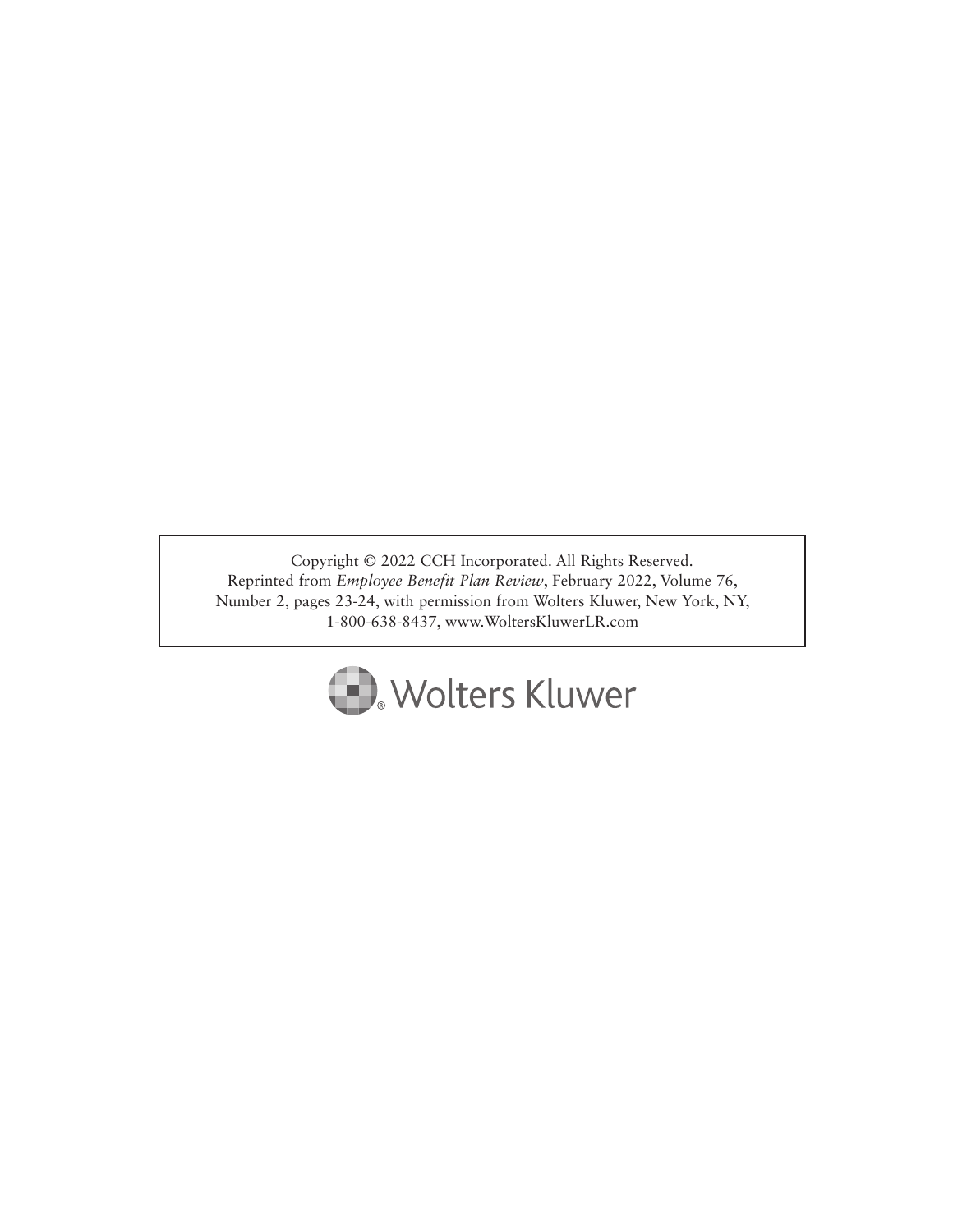Copyright © 2022 CCH Incorporated. All Rights Reserved.
Reprinted from *Employee Benefit Plan Review*, February 2022, Volume 76, Number 2, pages 23-24, with permission from Wolters Kluwer, New York, NY, 1-800-638-8437, www.WoltersKluwerLR.com

Wolters Kluwer